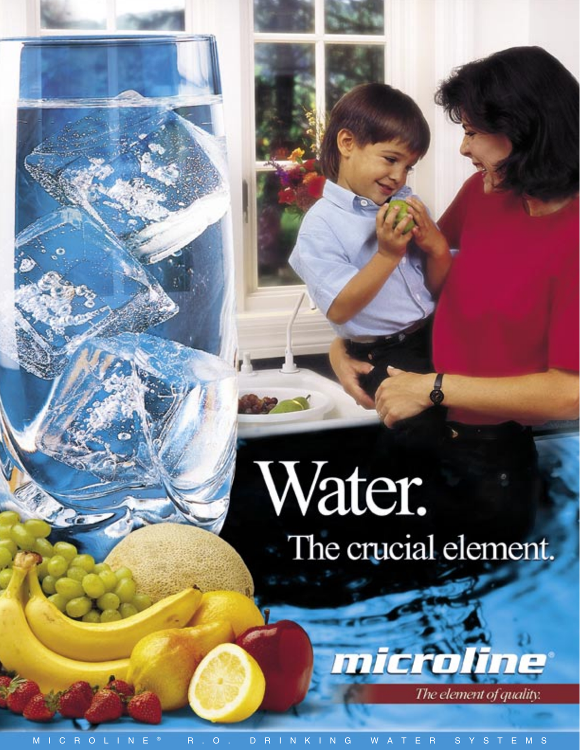# Water.

## The crucial element.

**microline®**

*The element of quality.*

MICROLINE® R.O. DRINKING WATER SYSTEMS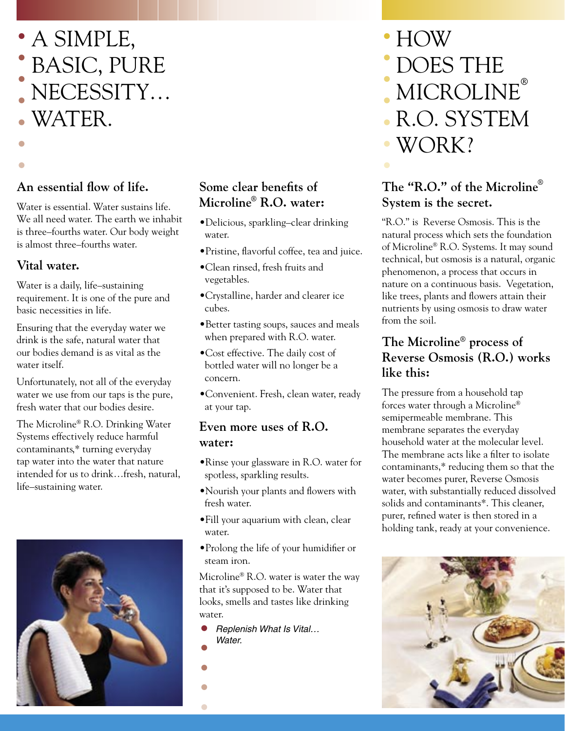# A SIMPLE, BASIC, PURE NECESSITY… WATER.

## An essential flow of life.

Water is essential. Water sustains life. We all need water. The earth we inhabit is three–fourths water. Our body weight is almost three–fourths water.

## Vital water.

Water is a daily, life–sustaining requirement. It is one of the pure and basic necessities in life.

Ensuring that the everyday water we drink is the safe, natural water that our bodies demand is as vital as the water itself.

Unfortunately, not all of the everyday water we use from our taps is the pure, fresh water that our bodies desire.

The Microline® R.O. Drinking Water Systems effectively reduce harmful contaminants,* turning everyday tap water into the water that nature intended for us to drink…fresh, natural, life–sustaining water.

## Some clear benefits of Microline® R.O. water:

- Delicious, sparkling–clear drinking water.
- Pristine, flavorful coffee, tea and juice.
- Clean rinsed, fresh fruits and vegetables.
- Crystalline, harder and clearer ice cubes.
- Better tasting soups, sauces and meals when prepared with R.O. water.
- Cost effective. The daily cost of bottled water will no longer be a concern.
- Convenient. Fresh, clean water, ready at your tap.

## Even more uses of R.O. water:

- Rinse your glassware in R.O. water for spotless, sparkling results.
- Nourish your plants and flowers with fresh water.
- Fill your aquarium with clean, clear water.
- Prolong the life of your humidifier or steam iron.

Microline® R.O. water is water the way that it's supposed to be. Water that looks, smells and tastes like drinking water.

*Replenish What Is Vital… Water.*

# HOW DOES THE MICROLINE® R.O. SYSTEM WORK?

## The "R.O." of the Microline® System is the secret.

"R.O." is Reverse Osmosis. This is the natural process which sets the foundation of Microline® R.O. Systems. It may sound technical, but osmosis is a natural, organic phenomenon, a process that occurs in nature on a continuous basis. Vegetation, like trees, plants and flowers attain their nutrients by using osmosis to draw water from the soil.

## The Microline® process of Reverse Osmosis (R.O.) works like this:

The pressure from a household tap forces water through a Microline® semipermeable membrane. This membrane separates the everyday household water at the molecular level. The membrane acts like a filter to isolate contaminants,* reducing them so that the water becomes purer, Reverse Osmosis water, with substantially reduced dissolved solids and contaminants*. This cleaner, purer, refined water is then stored in a holding tank, ready at your convenience.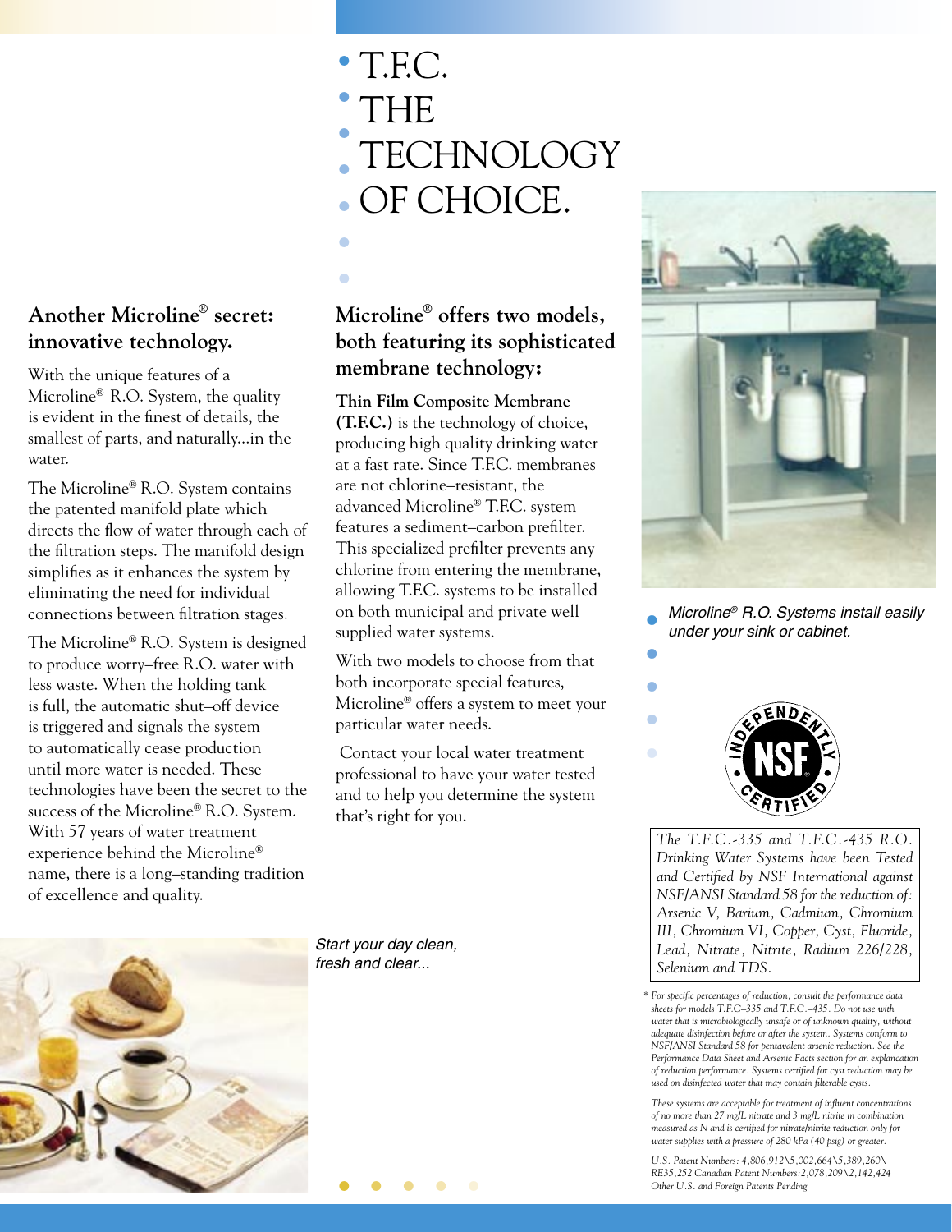# T.F.C. THE TECHNOLOGY OF CHOICE.

## Another Microline® secret: innovative technology.

With the unique features of a Microline® R.O. System, the quality is evident in the finest of details, the smallest of parts, and naturally...in the water.

The Microline® R.O. System contains the patented manifold plate which directs the flow of water through each of the filtration steps. The manifold design simplifies as it enhances the system by eliminating the need for individual connections between filtration stages.

The Microline® R.O. System is designed to produce worry–free R.O. water with less waste. When the holding tank is full, the automatic shut–off device is triggered and signals the system to automatically cease production until more water is needed. These technologies have been the secret to the success of the Microline® R.O. System. With 57 years of water treatment experience behind the Microline® name, there is a long–standing tradition of excellence and quality.

## Microline® offers two models, both featuring its sophisticated membrane technology:

**Thin Film Composite Membrane (T.F.C.)** is the technology of choice, producing high quality drinking water at a fast rate. Since T.F.C. membranes are not chlorine–resistant, the advanced Microline® T.F.C. system features a sediment–carbon prefilter. This specialized prefilter prevents any chlorine from entering the membrane, allowing T.F.C. systems to be installed on both municipal and private well supplied water systems.

With two models to choose from that both incorporate special features, Microline® offers a system to meet your particular water needs.

Contact your local water treatment professional to have your water tested and to help you determine the system that's right for you.

*Start your day clean, fresh and clear...*

*Microline® R.O. Systems install easily under your sink or cabinet.*

INDEPENDENTLY NSF CERTIFIED

*The T.F.C.-335 and T.F.C.-435 R.O. Drinking Water Systems have been Tested and Certified by NSF International against NSF/ANSI Standard 58 for the reduction of: Arsenic V, Barium, Cadmium, Chromium III, Chromium VI, Copper, Cyst, Fluoride, Lead, Nitrate, Nitrite, Radium 226/228, Selenium and TDS.*

*\* For specific percentages of reduction, consult the performance data sheets for models T.F.C–335 and T.F.C.–435. Do not use with water that is microbiologically unsafe or of unknown quality, without adequate disinfection before or after the system. Systems conform to NSF/ANSI Standard 58 for pentavalent arsenic reduction. See the Performance Data Sheet and Arsenic Facts section for an explancation of reduction performance. Systems certified for cyst reduction may be used on disinfected water that may contain filterable cysts.*

*These systems are acceptable for treatment of influent concentrations of no more than 27 mg/L nitrate and 3 mg/L nitrite in combination measured as N and is certified for nitrate/nitrite reduction only for water supplies with a pressure of 280 kPa (40 psig) or greater.*

*U.S. Patent Numbers: 4,806,912\5,002,664\5,389,260\RE35,252 Canadian Patent Numbers: 2,078,209\2,142,424 Other U.S. and Foreign Patents Pending*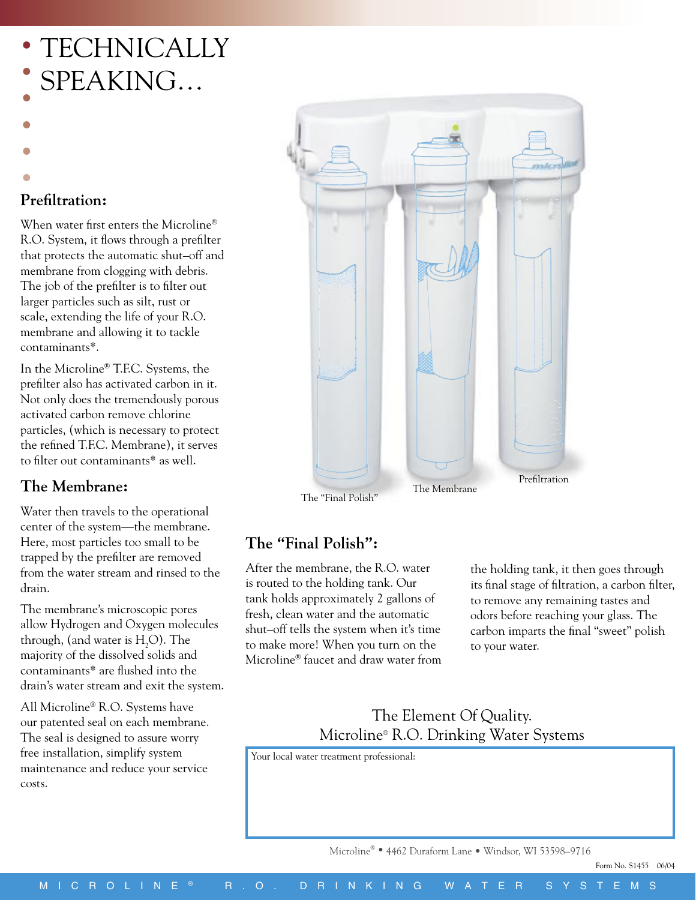# TECHNICALLY SPEAKING…

## Prefiltration:

When water first enters the Microline® R.O. System, it flows through a prefilter that protects the automatic shut–off and membrane from clogging with debris. The job of the prefilter is to filter out larger particles such as silt, rust or scale, extending the life of your R.O. membrane and allowing it to tackle contaminants*.

In the Microline® T.F.C. Systems, the prefilter also has activated carbon in it. Not only does the tremendously porous activated carbon remove chlorine particles, (which is necessary to protect the refined T.F.C. Membrane), it serves to filter out contaminants* as well.

## The Membrane:

Water then travels to the operational center of the system—the membrane. Here, most particles too small to be trapped by the prefilter are removed from the water stream and rinsed to the drain.

The membrane's microscopic pores allow Hydrogen and Oxygen molecules through, (and water is $H_2O$). The majority of the dissolved solids and contaminants* are flushed into the drain's water stream and exit the system.

All Microline® R.O. Systems have our patented seal on each membrane. The seal is designed to assure worry free installation, simplify system maintenance and reduce your service costs.

The "Final Polish"

The Membrane

Prefiltration

## The "Final Polish":

After the membrane, the R.O. water is routed to the holding tank. Our tank holds approximately 2 gallons of fresh, clean water and the automatic shut–off tells the system when it's time to make more! When you turn on the Microline® faucet and draw water from the holding tank, it then goes through its final stage of filtration, a carbon filter, to remove any remaining tastes and odors before reaching your glass. The carbon imparts the final "sweet" polish to your water.

The Element Of Quality.
Microline® R.O. Drinking Water Systems

Your local water treatment professional:

Microline® • 4462 Duraform Lane • Windsor, WI 53598–9716

Form No. S1455 06/04

MICROLINE® R.O. DRINKING WATER SYSTEMS